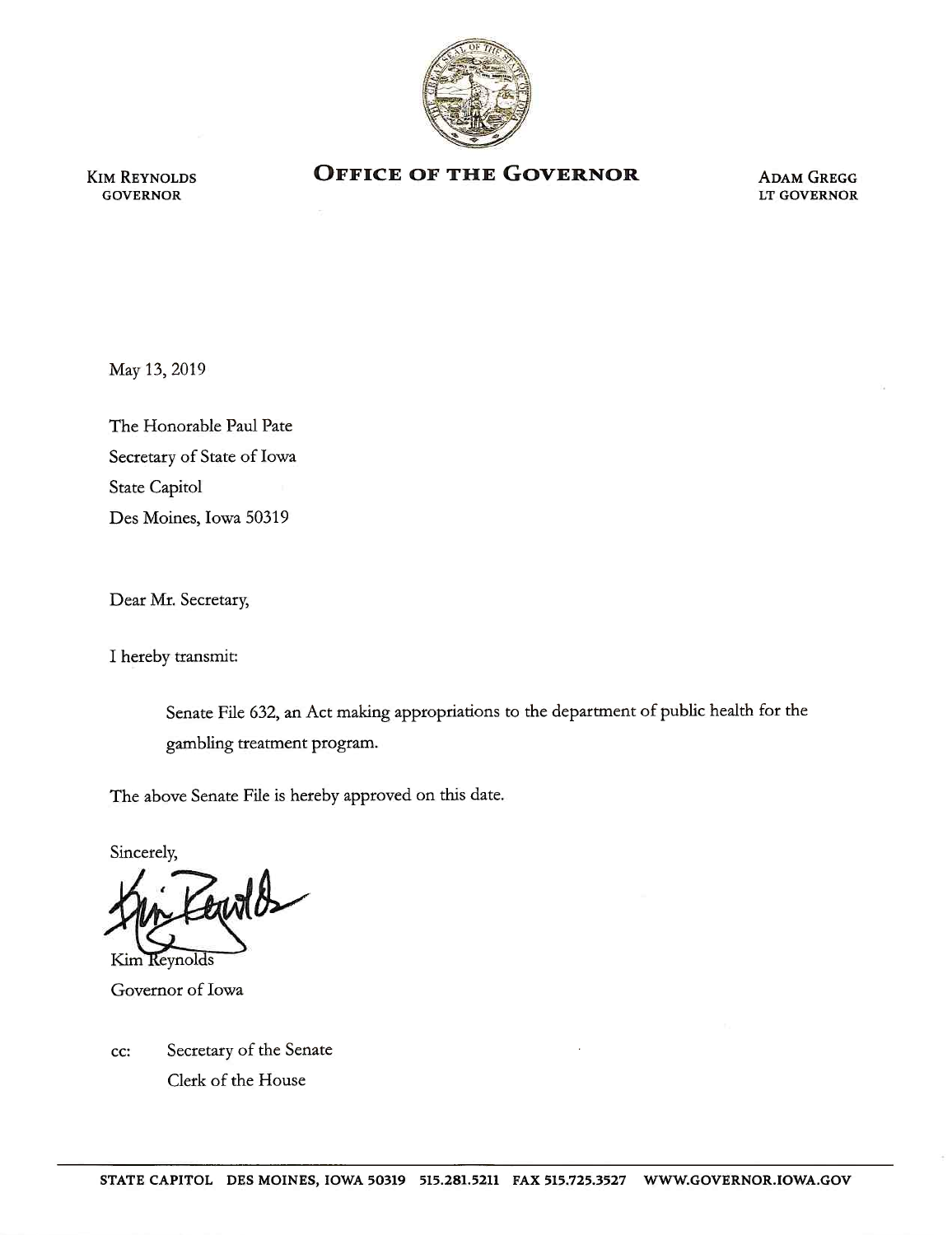KIM REYNOLDS
GOVERNOR

# OFFICE OF THE GOVERNOR

ADAM GREGG
LT GOVERNOR

May 13, 2019

The Honorable Paul Pate
Secretary of State of Iowa
State Capitol
Des Moines, Iowa 50319

Dear Mr. Secretary,

I hereby transmit:

> Senate File 632, an Act making appropriations to the department of public health for the gambling treatment program.

The above Senate File is hereby approved on this date.

Sincerely,

Kim Reynolds
Governor of Iowa

cc: Secretary of the Senate
Clerk of the House

STATE CAPITOL DES MOINES, IOWA 50319 515.281.5211 FAX 515.725.3527 WWW.GOVERNOR.IOWA.GOV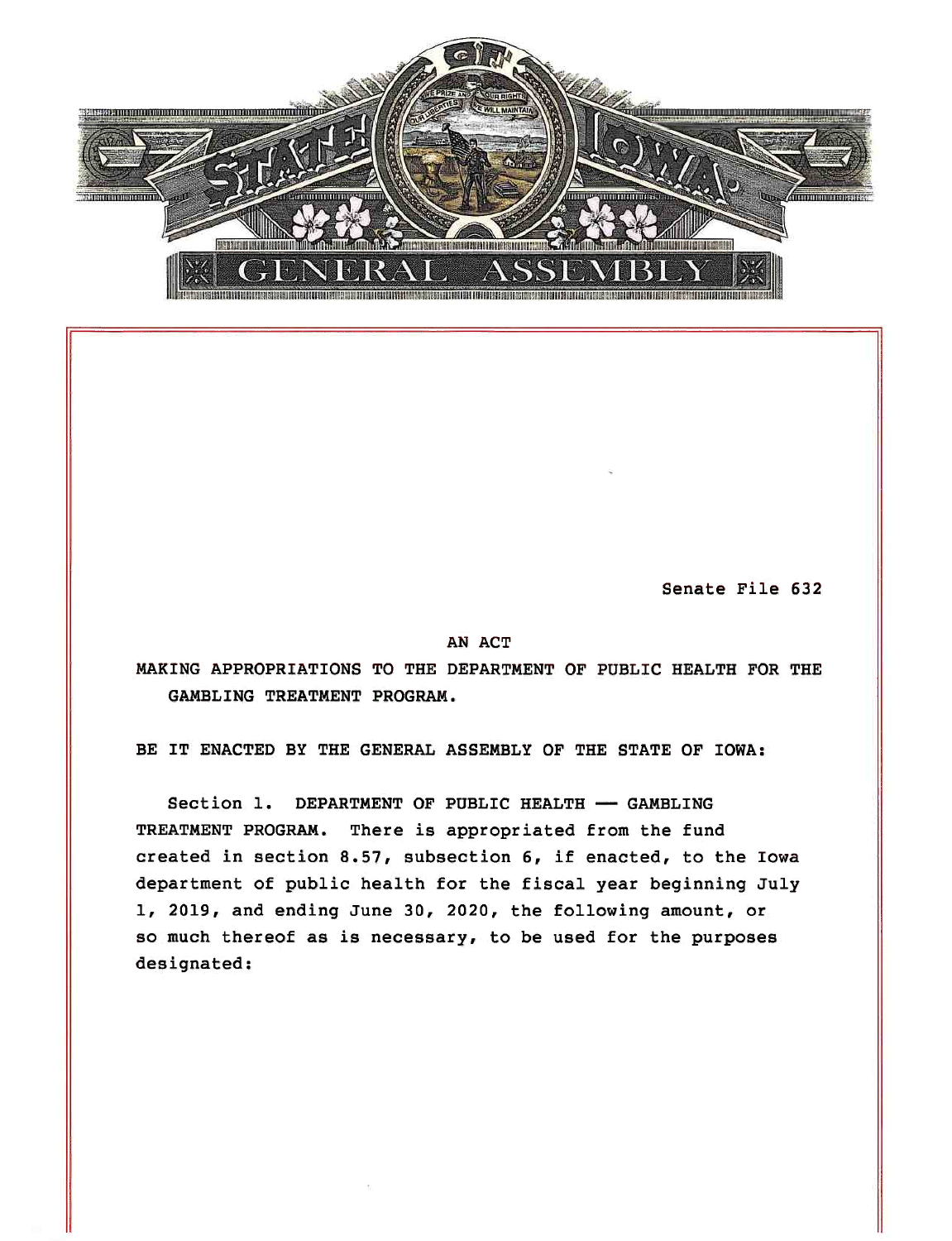Senate File 632

AN ACT

MAKING APPROPRIATIONS TO THE DEPARTMENT OF PUBLIC HEALTH FOR THE GAMBLING TREATMENT PROGRAM.

BE IT ENACTED BY THE GENERAL ASSEMBLY OF THE STATE OF IOWA:

Section 1. DEPARTMENT OF PUBLIC HEALTH — GAMBLING TREATMENT PROGRAM. There is appropriated from the fund created in section 8.57, subsection 6, if enacted, to the Iowa department of public health for the fiscal year beginning July 1, 2019, and ending June 30, 2020, the following amount, or so much thereof as is necessary, to be used for the purposes designated: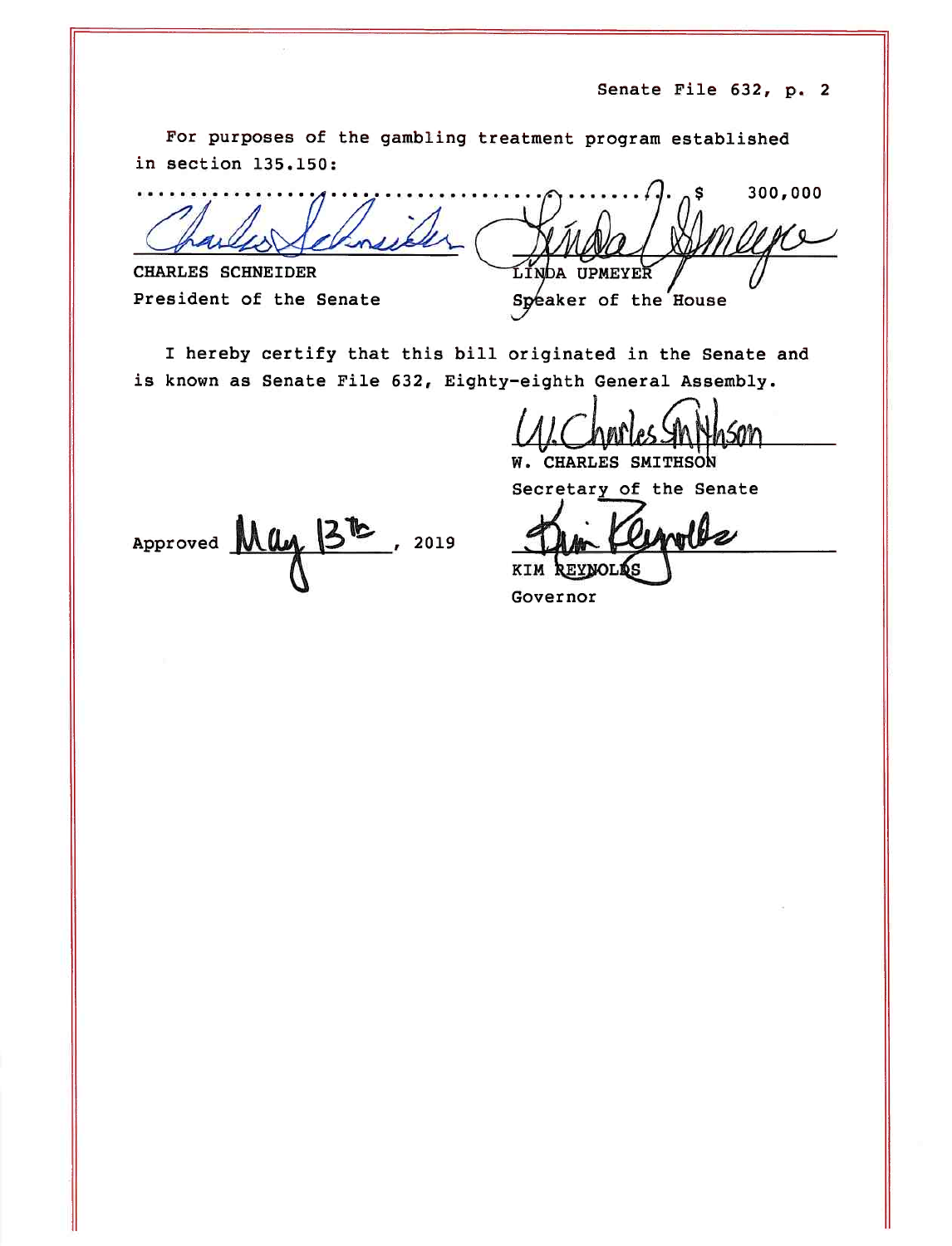For purposes of the gambling treatment program established in section 135.150:

.................................................................... $ 300,000

CHARLES SCHNEIDER
President of the Senate

LINDA UPMEYER
Speaker of the House

I hereby certify that this bill originated in the Senate and is known as Senate File 632, Eighty-eighth General Assembly.

W. CHARLES SMITHSON
Secretary of the Senate

Approved May 13th, 2019

KIM REYNOLDS
Governor